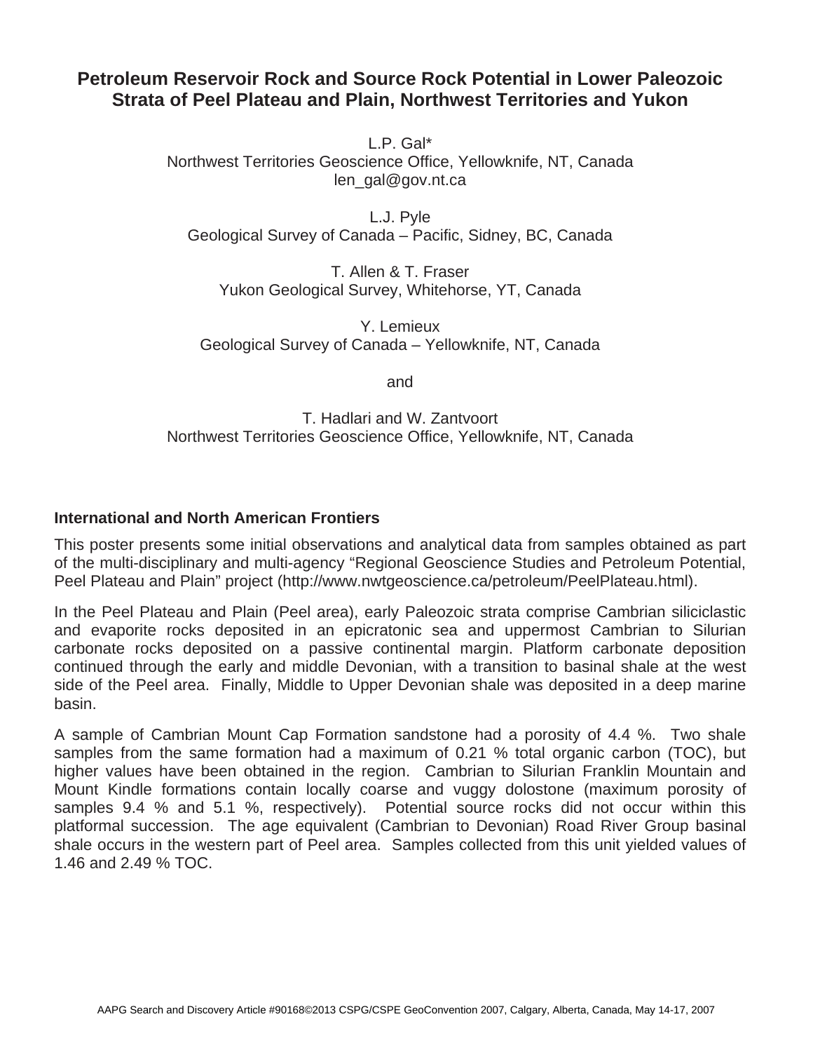# Petroleum Reservoir Rock and Source Rock Potential in Lower Paleozoic Strata of Peel Plateau and Plain, Northwest Territories and Yukon

L.P. Gal*
Northwest Territories Geoscience Office, Yellowknife, NT, Canada
len_gal@gov.nt.ca

L.J. Pyle
Geological Survey of Canada – Pacific, Sidney, BC, Canada

T. Allen & T. Fraser
Yukon Geological Survey, Whitehorse, YT, Canada

Y. Lemieux
Geological Survey of Canada – Yellowknife, NT, Canada

and

T. Hadlari and W. Zantvoort
Northwest Territories Geoscience Office, Yellowknife, NT, Canada

## International and North American Frontiers

This poster presents some initial observations and analytical data from samples obtained as part of the multi-disciplinary and multi-agency "Regional Geoscience Studies and Petroleum Potential, Peel Plateau and Plain" project (http://www.nwtgeoscience.ca/petroleum/PeelPlateau.html).

In the Peel Plateau and Plain (Peel area), early Paleozoic strata comprise Cambrian siliciclastic and evaporite rocks deposited in an epicratonic sea and uppermost Cambrian to Silurian carbonate rocks deposited on a passive continental margin. Platform carbonate deposition continued through the early and middle Devonian, with a transition to basinal shale at the west side of the Peel area. Finally, Middle to Upper Devonian shale was deposited in a deep marine basin.

A sample of Cambrian Mount Cap Formation sandstone had a porosity of 4.4 %. Two shale samples from the same formation had a maximum of 0.21 % total organic carbon (TOC), but higher values have been obtained in the region. Cambrian to Silurian Franklin Mountain and Mount Kindle formations contain locally coarse and vuggy dolostone (maximum porosity of samples 9.4 % and 5.1 %, respectively). Potential source rocks did not occur within this platformal succession. The age equivalent (Cambrian to Devonian) Road River Group basinal shale occurs in the western part of Peel area. Samples collected from this unit yielded values of 1.46 and 2.49 % TOC.

AAPG Search and Discovery Article #90168©2013 CSPG/CSPE GeoConvention 2007, Calgary, Alberta, Canada, May 14-17, 2007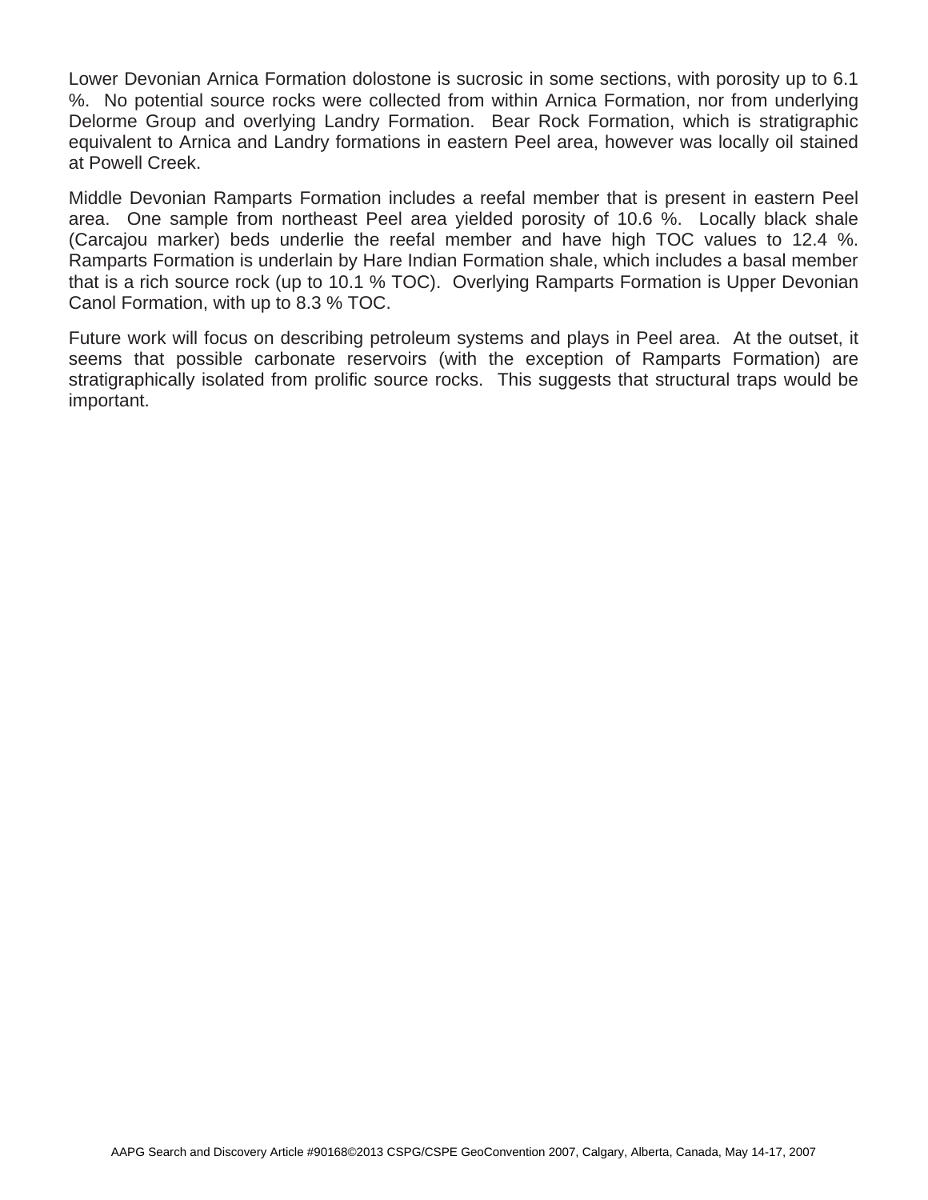Lower Devonian Arnica Formation dolostone is sucrosic in some sections, with porosity up to 6.1 %. No potential source rocks were collected from within Arnica Formation, nor from underlying Delorme Group and overlying Landry Formation. Bear Rock Formation, which is stratigraphic equivalent to Arnica and Landry formations in eastern Peel area, however was locally oil stained at Powell Creek.

Middle Devonian Ramparts Formation includes a reefal member that is present in eastern Peel area. One sample from northeast Peel area yielded porosity of 10.6 %. Locally black shale (Carcajou marker) beds underlie the reefal member and have high TOC values to 12.4 %. Ramparts Formation is underlain by Hare Indian Formation shale, which includes a basal member that is a rich source rock (up to 10.1 % TOC). Overlying Ramparts Formation is Upper Devonian Canol Formation, with up to 8.3 % TOC.

Future work will focus on describing petroleum systems and plays in Peel area. At the outset, it seems that possible carbonate reservoirs (with the exception of Ramparts Formation) are stratigraphically isolated from prolific source rocks. This suggests that structural traps would be important.